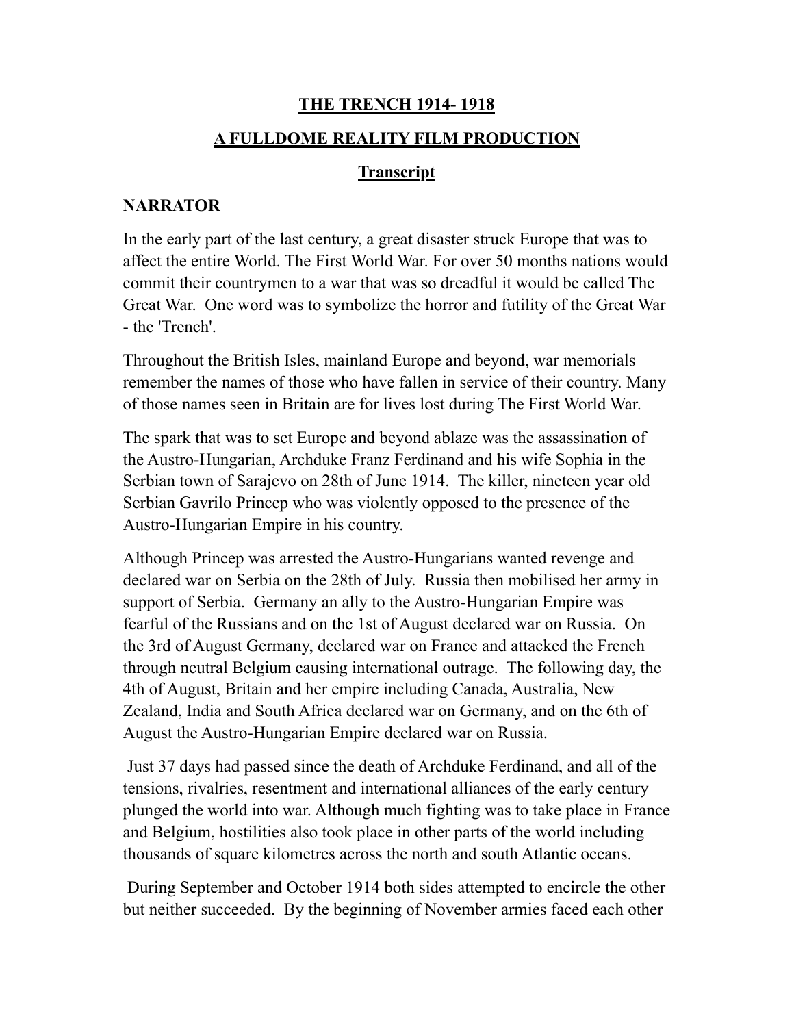**THE TRENCH 1914- 1918**

**A FULLDOME REALITY FILM PRODUCTION**

**Transcript**

**NARRATOR**

In the early part of the last century, a great disaster struck Europe that was to affect the entire World. The First World War. For over 50 months nations would commit their countrymen to a war that was so dreadful it would be called The Great War. One word was to symbolize the horror and futility of the Great War - the 'Trench'.

Throughout the British Isles, mainland Europe and beyond, war memorials remember the names of those who have fallen in service of their country. Many of those names seen in Britain are for lives lost during The First World War.

The spark that was to set Europe and beyond ablaze was the assassination of the Austro-Hungarian, Archduke Franz Ferdinand and his wife Sophia in the Serbian town of Sarajevo on 28th of June 1914. The killer, nineteen year old Serbian Gavrilo Princep who was violently opposed to the presence of the Austro-Hungarian Empire in his country.

Although Princep was arrested the Austro-Hungarians wanted revenge and declared war on Serbia on the 28th of July. Russia then mobilised her army in support of Serbia. Germany an ally to the Austro-Hungarian Empire was fearful of the Russians and on the 1st of August declared war on Russia. On the 3rd of August Germany, declared war on France and attacked the French through neutral Belgium causing international outrage. The following day, the 4th of August, Britain and her empire including Canada, Australia, New Zealand, India and South Africa declared war on Germany, and on the 6th of August the Austro-Hungarian Empire declared war on Russia.

Just 37 days had passed since the death of Archduke Ferdinand, and all of the tensions, rivalries, resentment and international alliances of the early century plunged the world into war. Although much fighting was to take place in France and Belgium, hostilities also took place in other parts of the world including thousands of square kilometres across the north and south Atlantic oceans.

During September and October 1914 both sides attempted to encircle the other but neither succeeded. By the beginning of November armies faced each other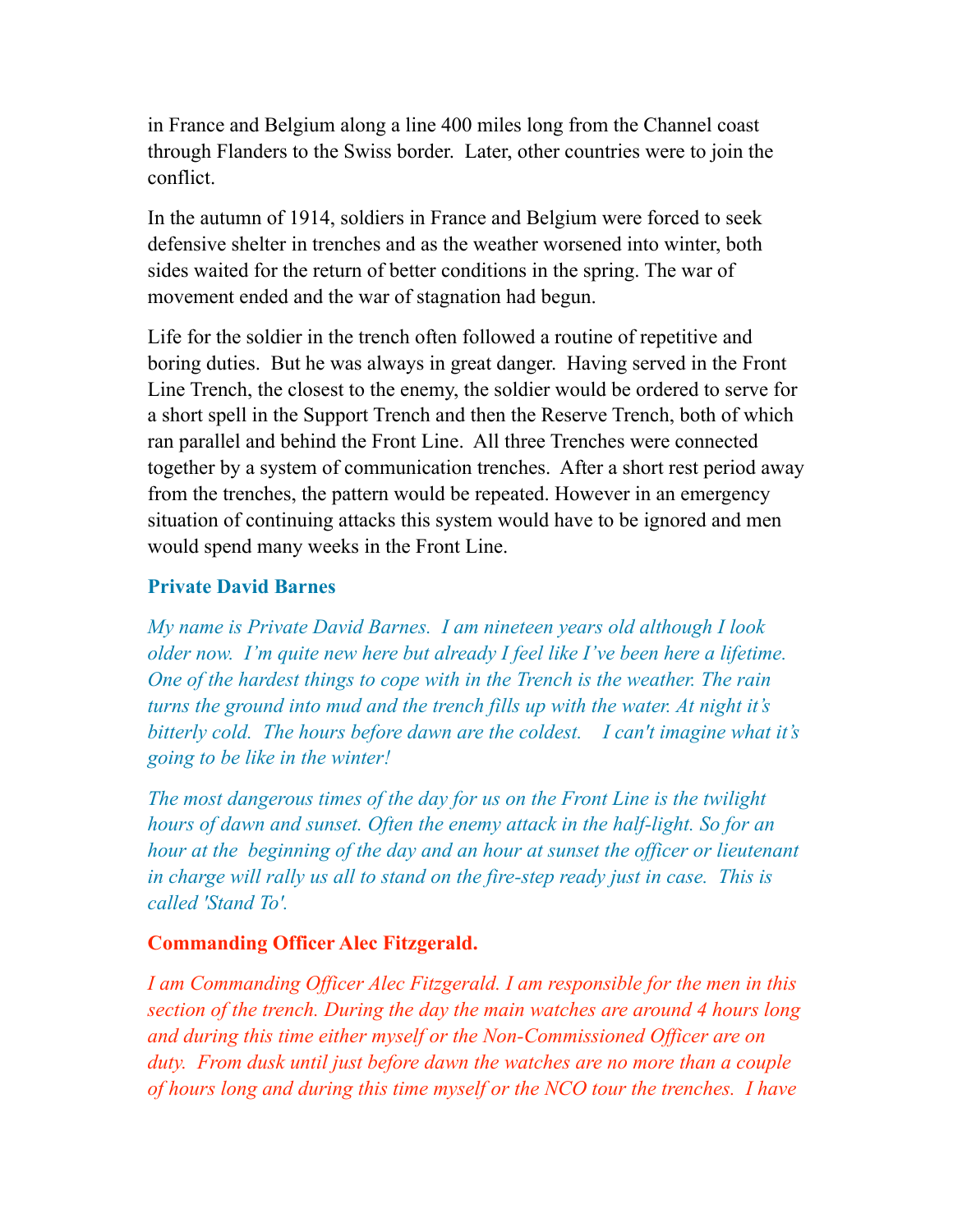in France and Belgium along a line 400 miles long from the Channel coast through Flanders to the Swiss border.  Later, other countries were to join the conflict.

In the autumn of 1914, soldiers in France and Belgium were forced to seek defensive shelter in trenches and as the weather worsened into winter, both sides waited for the return of better conditions in the spring. The war of movement ended and the war of stagnation had begun.

Life for the soldier in the trench often followed a routine of repetitive and boring duties.  But he was always in great danger.  Having served in the Front Line Trench, the closest to the enemy, the soldier would be ordered to serve for a short spell in the Support Trench and then the Reserve Trench, both of which ran parallel and behind the Front Line.  All three Trenches were connected together by a system of communication trenches.  After a short rest period away from the trenches, the pattern would be repeated. However in an emergency situation of continuing attacks this system would have to be ignored and men would spend many weeks in the Front Line.

**Private David Barnes**

*My name is Private David Barnes.  I am nineteen years old although I look older now.  I'm quite new here but already I feel like I've been here a lifetime. One of the hardest things to cope with in the Trench is the weather. The rain turns the ground into mud and the trench fills up with the water. At night it's bitterly cold.  The hours before dawn are the coldest.   I can't imagine what it's going to be like in the winter!*

*The most dangerous times of the day for us on the Front Line is the twilight hours of dawn and sunset. Often the enemy attack in the half-light. So for an hour at the  beginning of the day and an hour at sunset the officer or lieutenant in charge will rally us all to stand on the fire-step ready just in case.  This is called 'Stand To'.*

**Commanding Officer Alec Fitzgerald.**

*I am Commanding Officer Alec Fitzgerald. I am responsible for the men in this section of the trench. During the day the main watches are around 4 hours long and during this time either myself or the Non-Commissioned Officer are on duty.  From dusk until just before dawn the watches are no more than a couple of hours long and during this time myself or the NCO tour the trenches.  I have*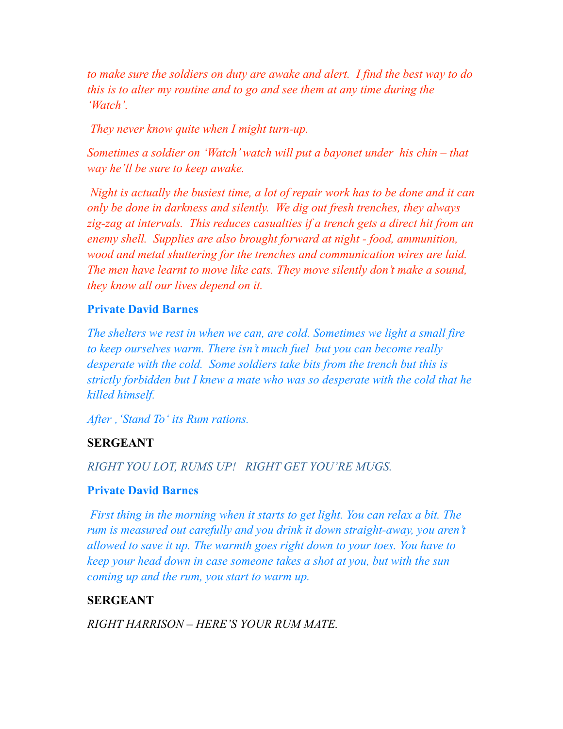*to make sure the soldiers on duty are awake and alert.  I find the best way to do this is to alter my routine and to go and see them at any time during the 'Watch'.*

*They never know quite when I might turn-up.*

*Sometimes a soldier on 'Watch' watch will put a bayonet under  his chin – that way he'll be sure to keep awake.*

*Night is actually the busiest time, a lot of repair work has to be done and it can only be done in darkness and silently.  We dig out fresh trenches, they always zig-zag at intervals.  This reduces casualties if a trench gets a direct hit from an enemy shell.  Supplies are also brought forward at night - food, ammunition, wood and metal shuttering for the trenches and communication wires are laid. The men have learnt to move like cats. They move silently don't make a sound, they know all our lives depend on it.*

**Private David Barnes**

*The shelters we rest in when we can, are cold. Sometimes we light a small fire to keep ourselves warm. There isn't much fuel  but you can become really desperate with the cold.  Some soldiers take bits from the trench but this is strictly forbidden but I knew a mate who was so desperate with the cold that he killed himself.*

*After ,'Stand To' its Rum rations.*

**SERGEANT**

*RIGHT YOU LOT, RUMS UP!   RIGHT GET YOU'RE MUGS.*

**Private David Barnes**

*First thing in the morning when it starts to get light. You can relax a bit. The rum is measured out carefully and you drink it down straight-away, you aren't allowed to save it up. The warmth goes right down to your toes. You have to keep your head down in case someone takes a shot at you, but with the sun coming up and the rum, you start to warm up.*

**SERGEANT**

*RIGHT HARRISON – HERE'S YOUR RUM MATE.*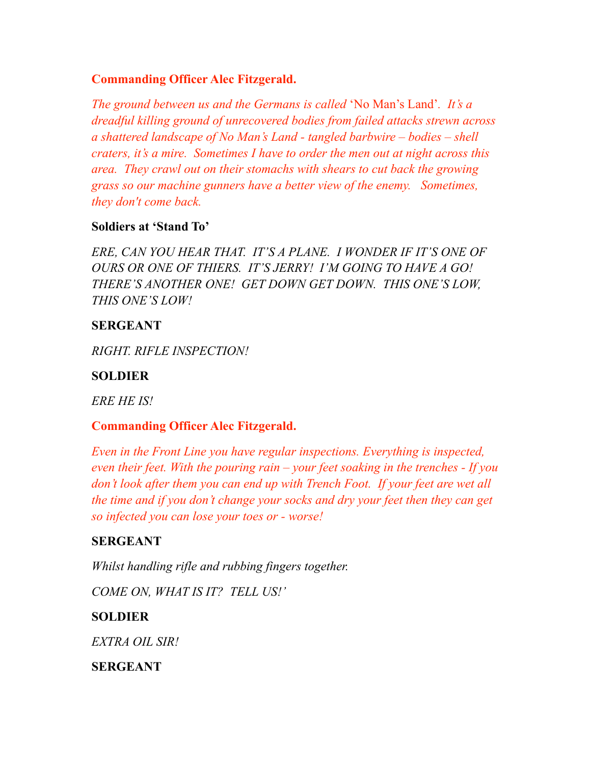**Commanding Officer Alec Fitzgerald.**

*The ground between us and the Germans is called* 'No Man's Land'. *It's a dreadful killing ground of unrecovered bodies from failed attacks strewn across a shattered landscape of No Man's Land - tangled barbwire – bodies – shell craters, it's a mire. Sometimes I have to order the men out at night across this area. They crawl out on their stomachs with shears to cut back the growing grass so our machine gunners have a better view of the enemy. Sometimes, they don't come back.*

**Soldiers at 'Stand To'**

*ERE, CAN YOU HEAR THAT. IT'S A PLANE. I WONDER IF IT'S ONE OF OURS OR ONE OF THIERS. IT'S JERRY! I'M GOING TO HAVE A GO! THERE'S ANOTHER ONE! GET DOWN GET DOWN. THIS ONE'S LOW, THIS ONE'S LOW!*

**SERGEANT**

*RIGHT. RIFLE INSPECTION!*

**SOLDIER**

*ERE HE IS!*

**Commanding Officer Alec Fitzgerald.**

*Even in the Front Line you have regular inspections. Everything is inspected, even their feet. With the pouring rain – your feet soaking in the trenches - If you don't look after them you can end up with Trench Foot. If your feet are wet all the time and if you don't change your socks and dry your feet then they can get so infected you can lose your toes or - worse!*

**SERGEANT**

*Whilst handling rifle and rubbing fingers together.*

*COME ON, WHAT IS IT? TELL US!'*

**SOLDIER**

*EXTRA OIL SIR!*

**SERGEANT**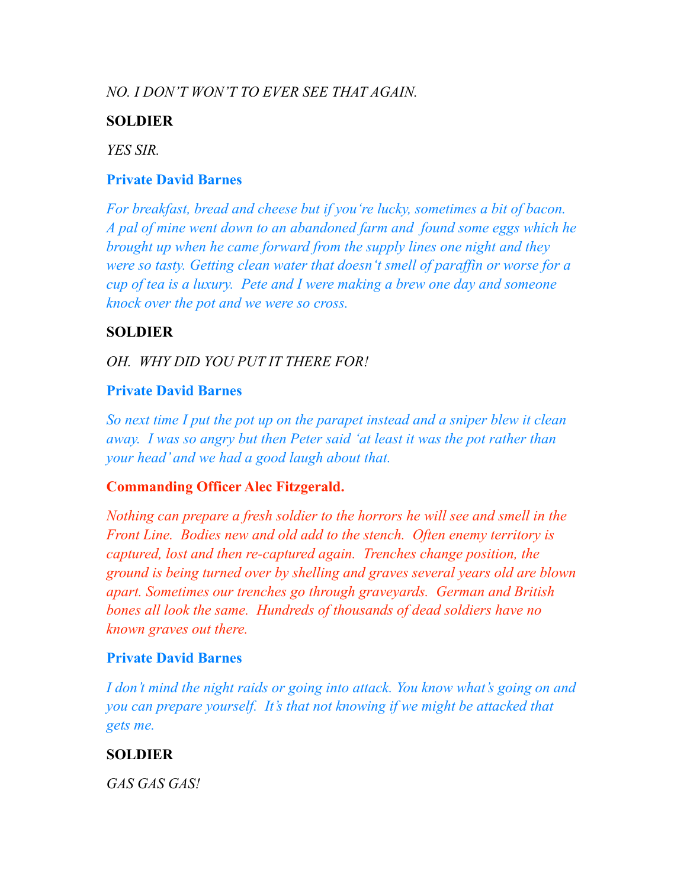*NO. I DON'T WON'T TO EVER SEE THAT AGAIN.*

**SOLDIER**

*YES SIR.*

**Private David Barnes**

*For breakfast, bread and cheese but if you're lucky, sometimes a bit of bacon. A pal of mine went down to an abandoned farm and found some eggs which he brought up when he came forward from the supply lines one night and they were so tasty. Getting clean water that doesn't smell of paraffin or worse for a cup of tea is a luxury. Pete and I were making a brew one day and someone knock over the pot and we were so cross.*

**SOLDIER**

*OH. WHY DID YOU PUT IT THERE FOR!*

**Private David Barnes**

*So next time I put the pot up on the parapet instead and a sniper blew it clean away. I was so angry but then Peter said 'at least it was the pot rather than your head' and we had a good laugh about that.*

**Commanding Officer Alec Fitzgerald.**

*Nothing can prepare a fresh soldier to the horrors he will see and smell in the Front Line. Bodies new and old add to the stench. Often enemy territory is captured, lost and then re-captured again. Trenches change position, the ground is being turned over by shelling and graves several years old are blown apart. Sometimes our trenches go through graveyards. German and British bones all look the same. Hundreds of thousands of dead soldiers have no known graves out there.*

**Private David Barnes**

*I don't mind the night raids or going into attack. You know what's going on and you can prepare yourself. It's that not knowing if we might be attacked that gets me.*

**SOLDIER**

*GAS GAS GAS!*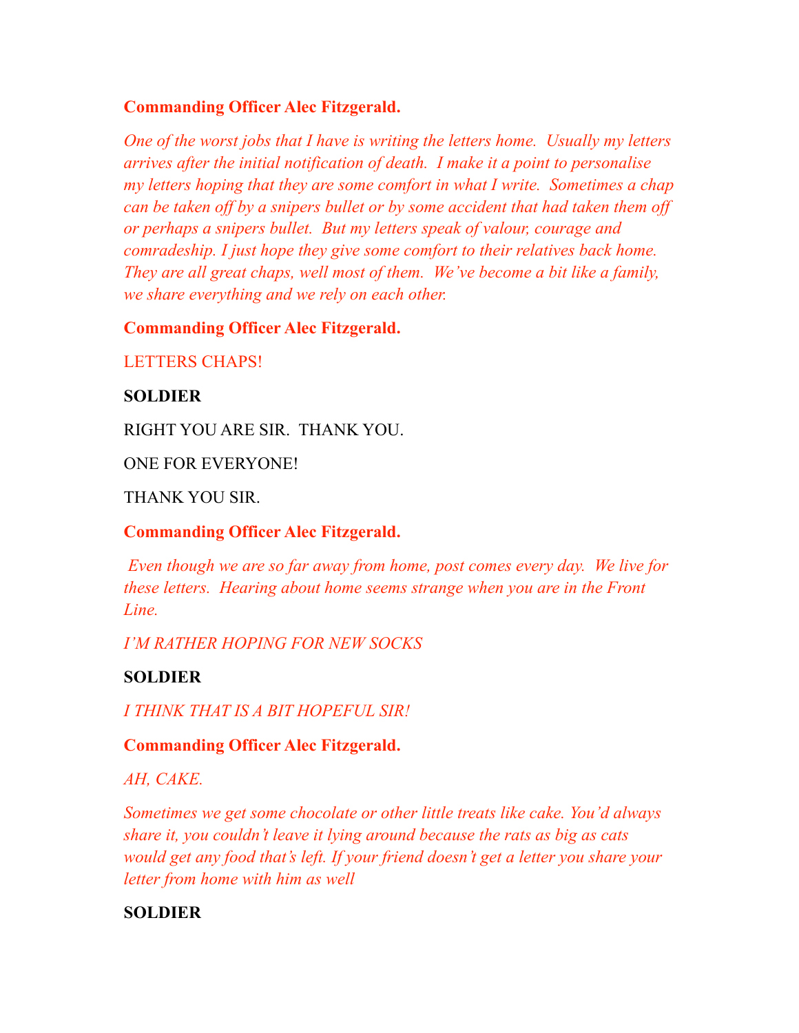**Commanding Officer Alec Fitzgerald.**

*One of the worst jobs that I have is writing the letters home. Usually my letters arrives after the initial notification of death. I make it a point to personalise my letters hoping that they are some comfort in what I write. Sometimes a chap can be taken off by a snipers bullet or by some accident that had taken them off or perhaps a snipers bullet. But my letters speak of valour, courage and comradeship. I just hope they give some comfort to their relatives back home. They are all great chaps, well most of them. We've become a bit like a family, we share everything and we rely on each other.*

**Commanding Officer Alec Fitzgerald.**

LETTERS CHAPS!

**SOLDIER**

RIGHT YOU ARE SIR. THANK YOU.

ONE FOR EVERYONE!

THANK YOU SIR.

**Commanding Officer Alec Fitzgerald.**

*Even though we are so far away from home, post comes every day. We live for these letters. Hearing about home seems strange when you are in the Front Line.*

*I'M RATHER HOPING FOR NEW SOCKS*

**SOLDIER**

*I THINK THAT IS A BIT HOPEFUL SIR!*

**Commanding Officer Alec Fitzgerald.**

*AH, CAKE.*

*Sometimes we get some chocolate or other little treats like cake. You'd always share it, you couldn't leave it lying around because the rats as big as cats would get any food that's left. If your friend doesn't get a letter you share your letter from home with him as well*

**SOLDIER**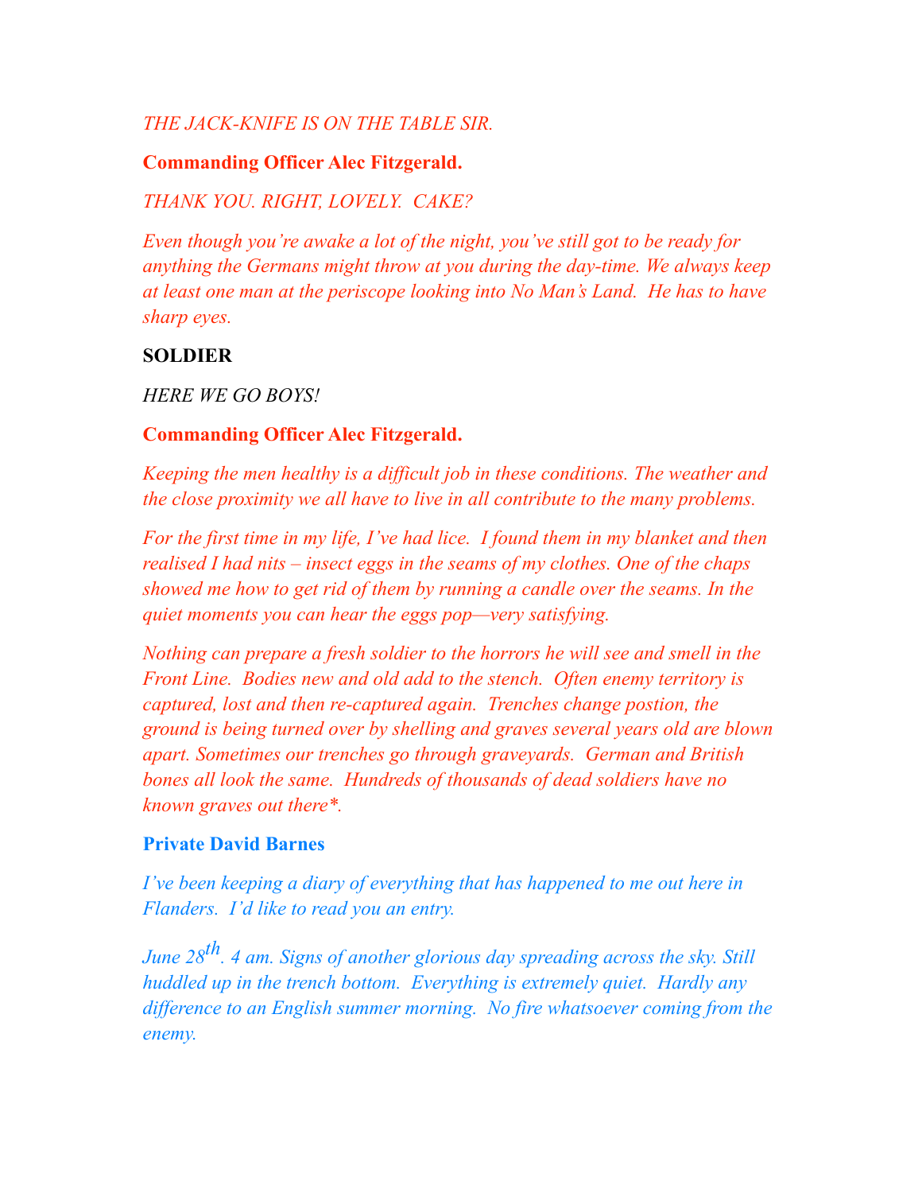*THE JACK-KNIFE IS ON THE TABLE SIR.*

**Commanding Officer Alec Fitzgerald.**

*THANK YOU. RIGHT, LOVELY.  CAKE?*

*Even though you're awake a lot of the night, you've still got to be ready for anything the Germans might throw at you during the day-time. We always keep at least one man at the periscope looking into No Man's Land.  He has to have sharp eyes.*

**SOLDIER**

*HERE WE GO BOYS!*

**Commanding Officer Alec Fitzgerald.**

*Keeping the men healthy is a difficult job in these conditions. The weather and the close proximity we all have to live in all contribute to the many problems.*

*For the first time in my life, I've had lice.  I found them in my blanket and then realised I had nits – insect eggs in the seams of my clothes. One of the chaps showed me how to get rid of them by running a candle over the seams. In the quiet moments you can hear the eggs pop—very satisfying.*

*Nothing can prepare a fresh soldier to the horrors he will see and smell in the Front Line.  Bodies new and old add to the stench.  Often enemy territory is captured, lost and then re-captured again.  Trenches change postion, the ground is being turned over by shelling and graves several years old are blown apart. Sometimes our trenches go through graveyards.  German and British bones all look the same.  Hundreds of thousands of dead soldiers have no known graves out there*.*

**Private David Barnes**

*I've been keeping a diary of everything that has happened to me out here in Flanders.  I'd like to read you an entry.*

*June 28th. 4 am. Signs of another glorious day spreading across the sky. Still huddled up in the trench bottom.  Everything is extremely quiet.  Hardly any difference to an English summer morning.  No fire whatsoever coming from the enemy.*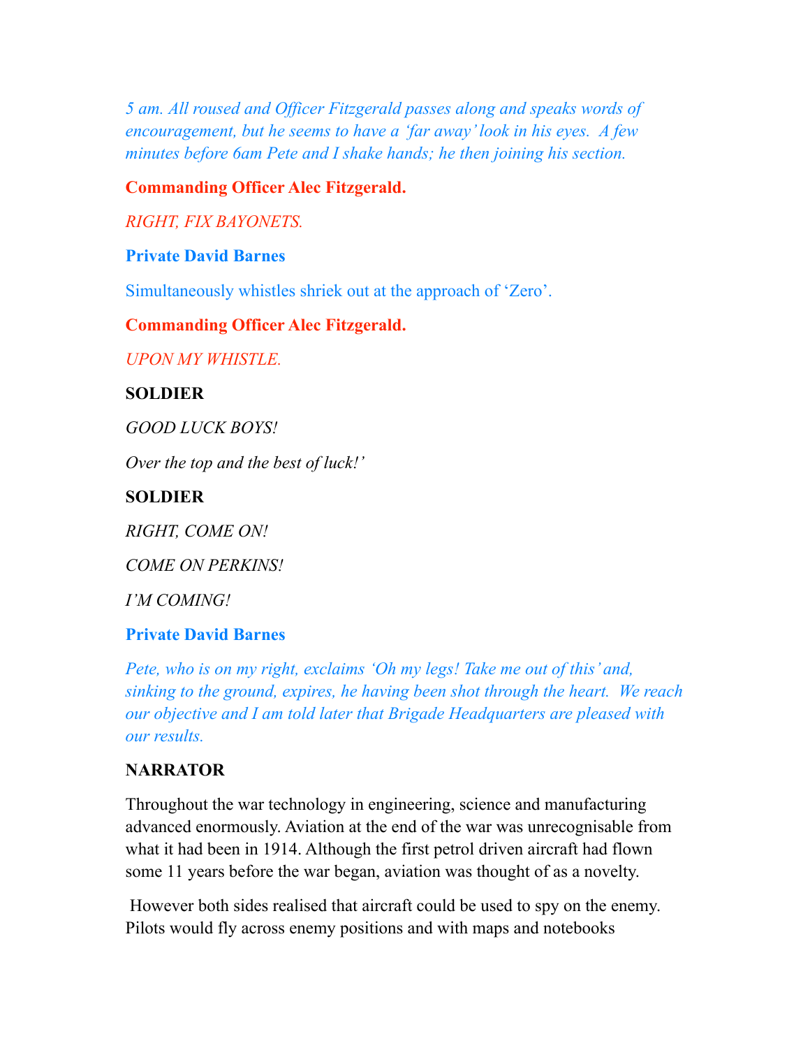*5 am. All roused and Officer Fitzgerald passes along and speaks words of encouragement, but he seems to have a 'far away' look in his eyes. A few minutes before 6am Pete and I shake hands; he then joining his section.*

**Commanding Officer Alec Fitzgerald.**

*RIGHT, FIX BAYONETS.*

**Private David Barnes**

Simultaneously whistles shriek out at the approach of 'Zero'.

**Commanding Officer Alec Fitzgerald.**

*UPON MY WHISTLE.*

**SOLDIER**

*GOOD LUCK BOYS!*

*Over the top and the best of luck!'*

**SOLDIER**

*RIGHT, COME ON!*

*COME ON PERKINS!*

*I'M COMING!*

**Private David Barnes**

*Pete, who is on my right, exclaims 'Oh my legs! Take me out of this' and, sinking to the ground, expires, he having been shot through the heart. We reach our objective and I am told later that Brigade Headquarters are pleased with our results.*

**NARRATOR**

Throughout the war technology in engineering, science and manufacturing advanced enormously. Aviation at the end of the war was unrecognisable from what it had been in 1914. Although the first petrol driven aircraft had flown some 11 years before the war began, aviation was thought of as a novelty.

However both sides realised that aircraft could be used to spy on the enemy. Pilots would fly across enemy positions and with maps and notebooks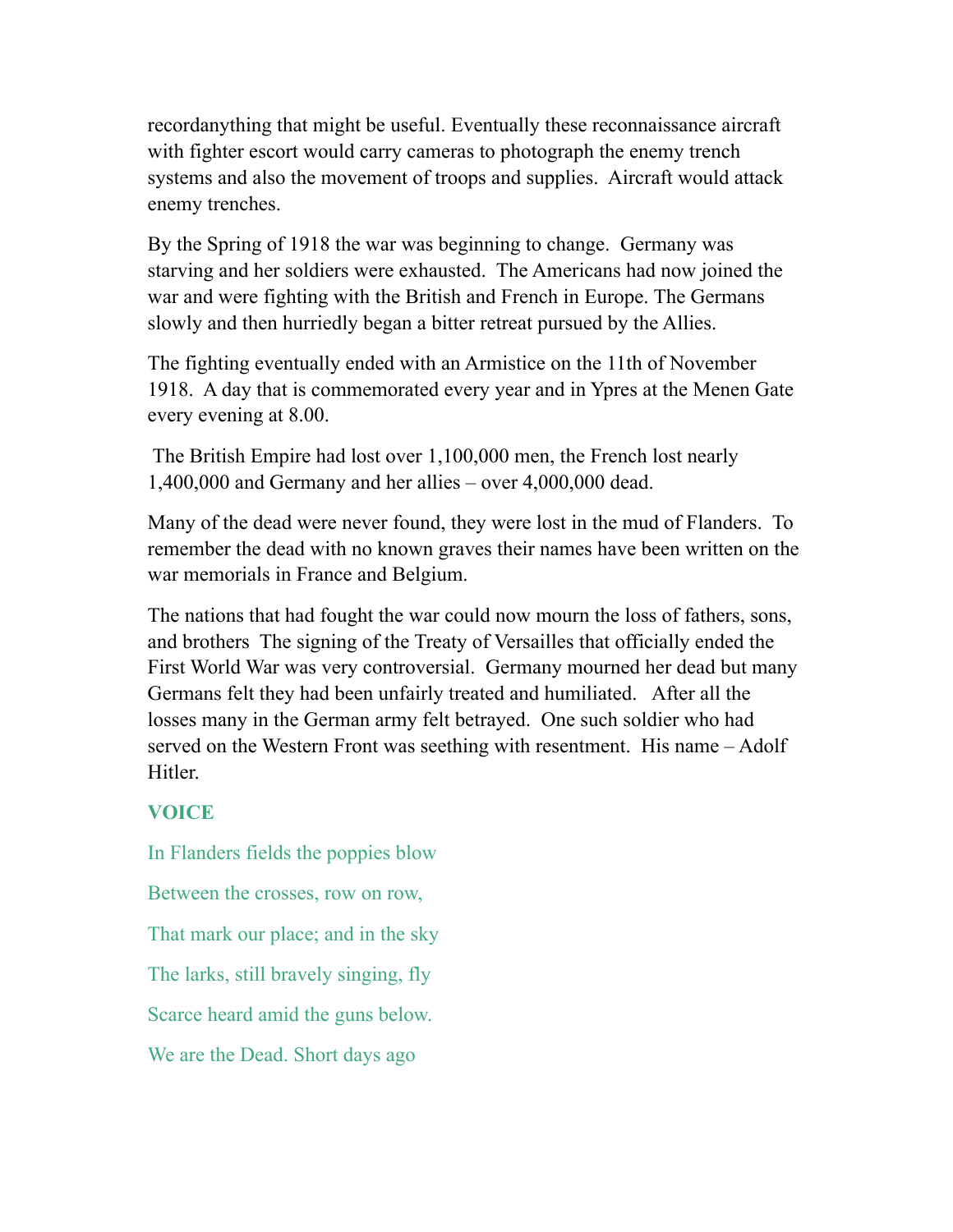recordanything that might be useful. Eventually these reconnaissance aircraft with fighter escort would carry cameras to photograph the enemy trench systems and also the movement of troops and supplies. Aircraft would attack enemy trenches.

By the Spring of 1918 the war was beginning to change. Germany was starving and her soldiers were exhausted. The Americans had now joined the war and were fighting with the British and French in Europe. The Germans slowly and then hurriedly began a bitter retreat pursued by the Allies.

The fighting eventually ended with an Armistice on the 11th of November 1918. A day that is commemorated every year and in Ypres at the Menen Gate every evening at 8.00.

The British Empire had lost over 1,100,000 men, the French lost nearly 1,400,000 and Germany and her allies – over 4,000,000 dead.

Many of the dead were never found, they were lost in the mud of Flanders. To remember the dead with no known graves their names have been written on the war memorials in France and Belgium.

The nations that had fought the war could now mourn the loss of fathers, sons, and brothers The signing of the Treaty of Versailles that officially ended the First World War was very controversial. Germany mourned her dead but many Germans felt they had been unfairly treated and humiliated. After all the losses many in the German army felt betrayed. One such soldier who had served on the Western Front was seething with resentment. His name – Adolf Hitler.

**VOICE**

In Flanders fields the poppies blow

Between the crosses, row on row,

That mark our place; and in the sky

The larks, still bravely singing, fly

Scarce heard amid the guns below.

We are the Dead. Short days ago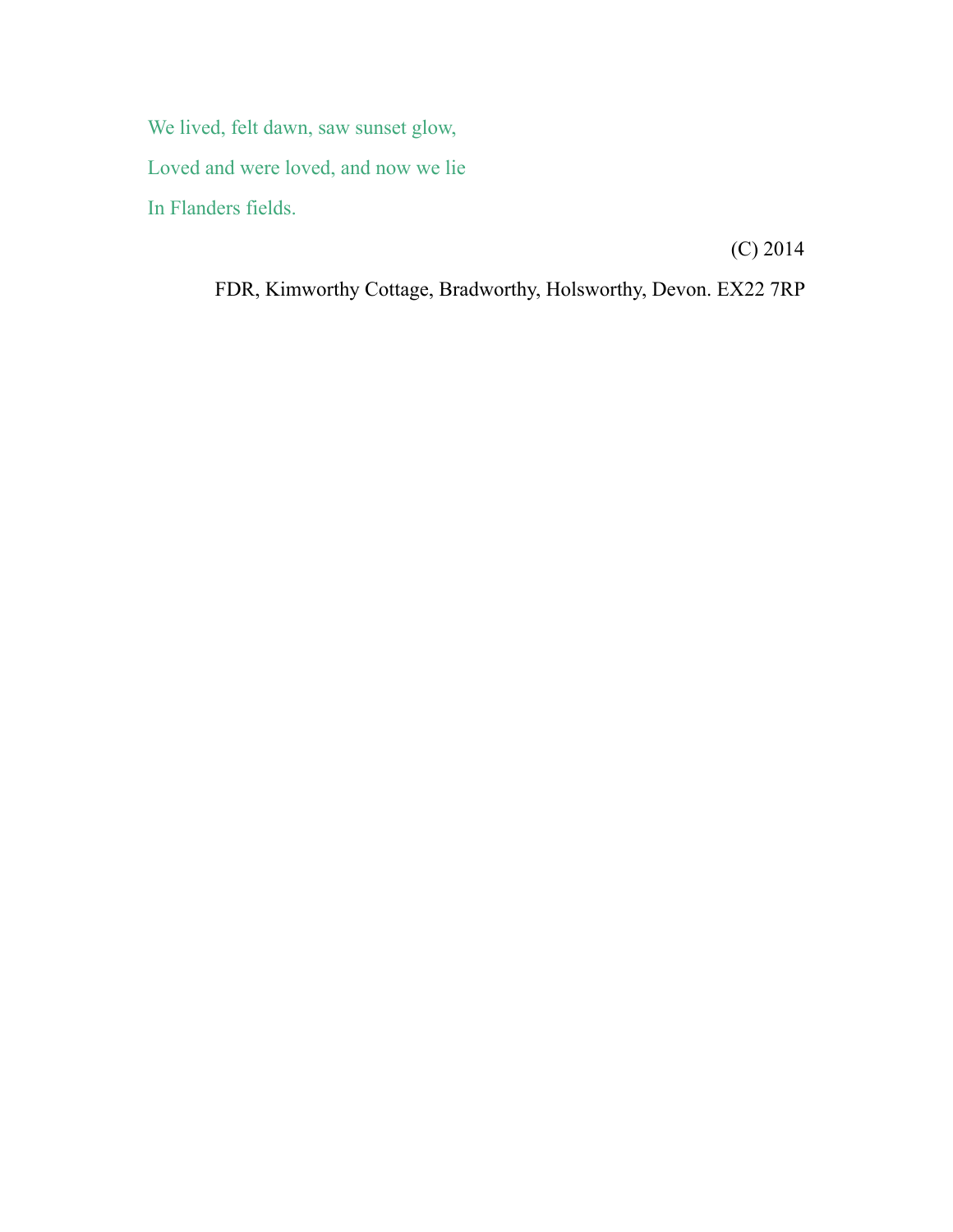We lived, felt dawn, saw sunset glow,

Loved and were loved, and now we lie

In Flanders fields.

(C) 2014

FDR, Kimworthy Cottage, Bradworthy, Holsworthy, Devon. EX22 7RP